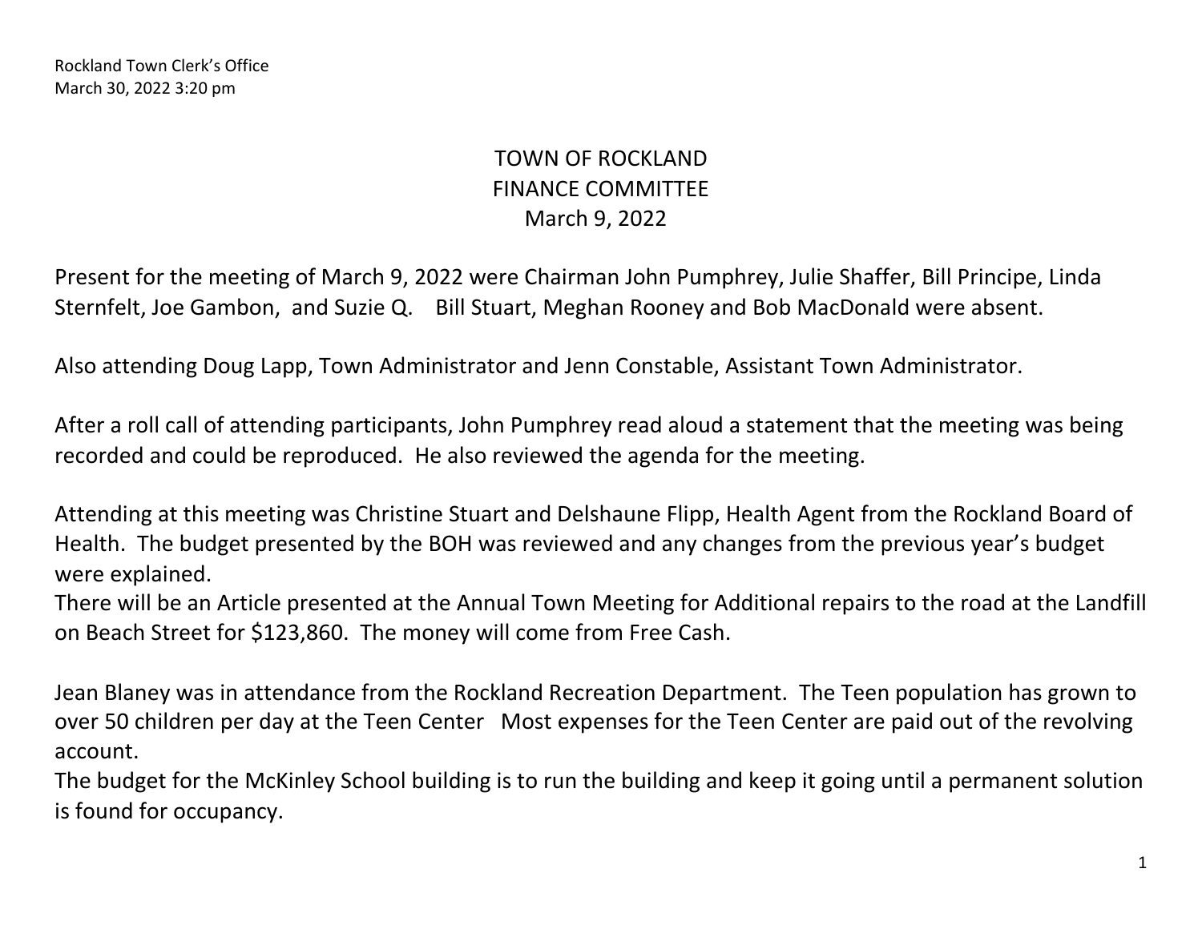Rockland Town Clerk's Office
March 30, 2022 3:20 pm

# TOWN OF ROCKLAND
## FINANCE COMMITTEE
### March 9, 2022

Present for the meeting of March 9, 2022 were Chairman John Pumphrey, Julie Shaffer, Bill Principe, Linda Sternfelt, Joe Gambon, and Suzie Q. Bill Stuart, Meghan Rooney and Bob MacDonald were absent.

Also attending Doug Lapp, Town Administrator and Jenn Constable, Assistant Town Administrator.

After a roll call of attending participants, John Pumphrey read aloud a statement that the meeting was being recorded and could be reproduced. He also reviewed the agenda for the meeting.

Attending at this meeting was Christine Stuart and Delshaune Flipp, Health Agent from the Rockland Board of Health. The budget presented by the BOH was reviewed and any changes from the previous year's budget were explained.
There will be an Article presented at the Annual Town Meeting for Additional repairs to the road at the Landfill on Beach Street for $123,860. The money will come from Free Cash.

Jean Blaney was in attendance from the Rockland Recreation Department. The Teen population has grown to over 50 children per day at the Teen Center Most expenses for the Teen Center are paid out of the revolving account.
The budget for the McKinley School building is to run the building and keep it going until a permanent solution is found for occupancy.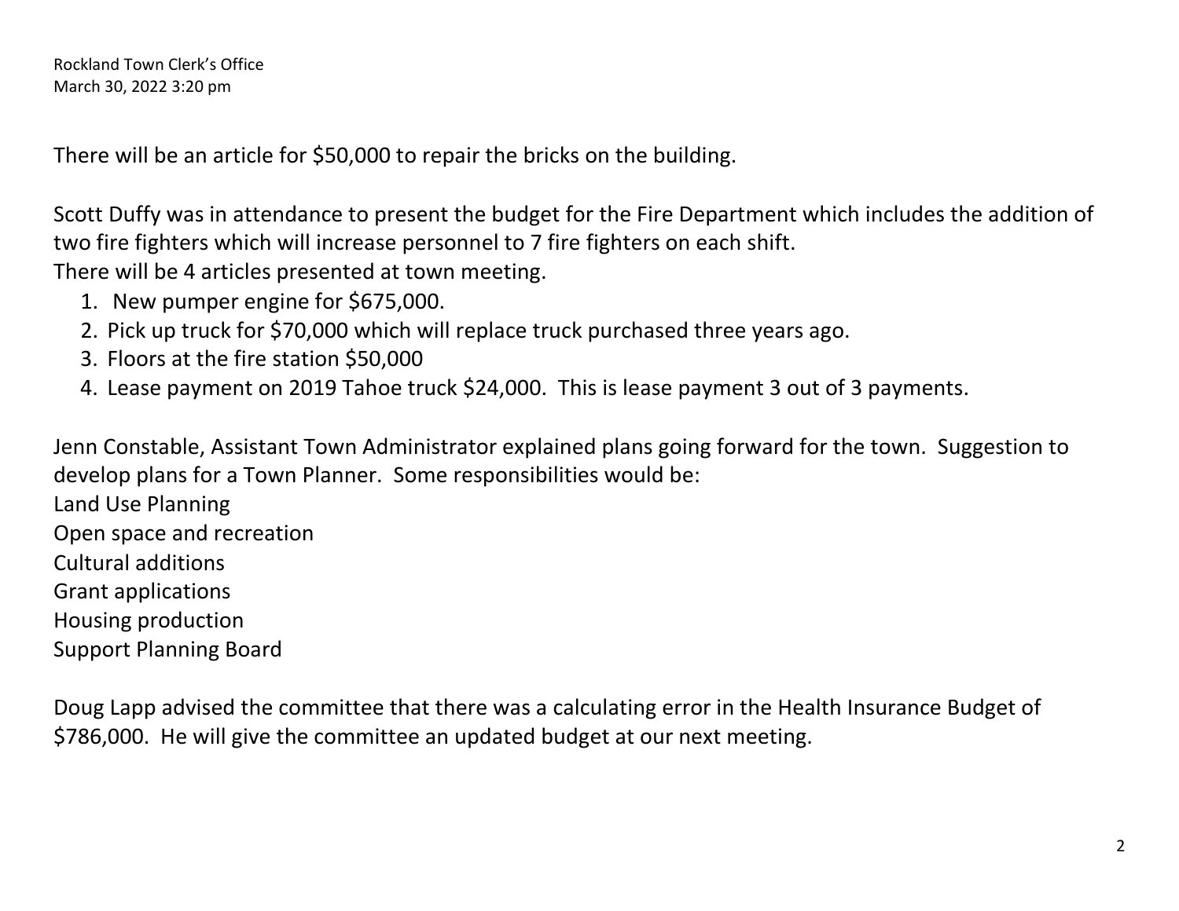Rockland Town Clerk's Office
March 30, 2022 3:20 pm

There will be an article for $50,000 to repair the bricks on the building.

Scott Duffy was in attendance to present the budget for the Fire Department which includes the addition of two fire fighters which will increase personnel to 7 fire fighters on each shift.
There will be 4 articles presented at town meeting.

1. New pumper engine for $675,000.
2. Pick up truck for $70,000 which will replace truck purchased three years ago.
3. Floors at the fire station $50,000
4. Lease payment on 2019 Tahoe truck $24,000. This is lease payment 3 out of 3 payments.

Jenn Constable, Assistant Town Administrator explained plans going forward for the town. Suggestion to develop plans for a Town Planner. Some responsibilities would be:
Land Use Planning
Open space and recreation
Cultural additions
Grant applications
Housing production
Support Planning Board

Doug Lapp advised the committee that there was a calculating error in the Health Insurance Budget of $786,000. He will give the committee an updated budget at our next meeting.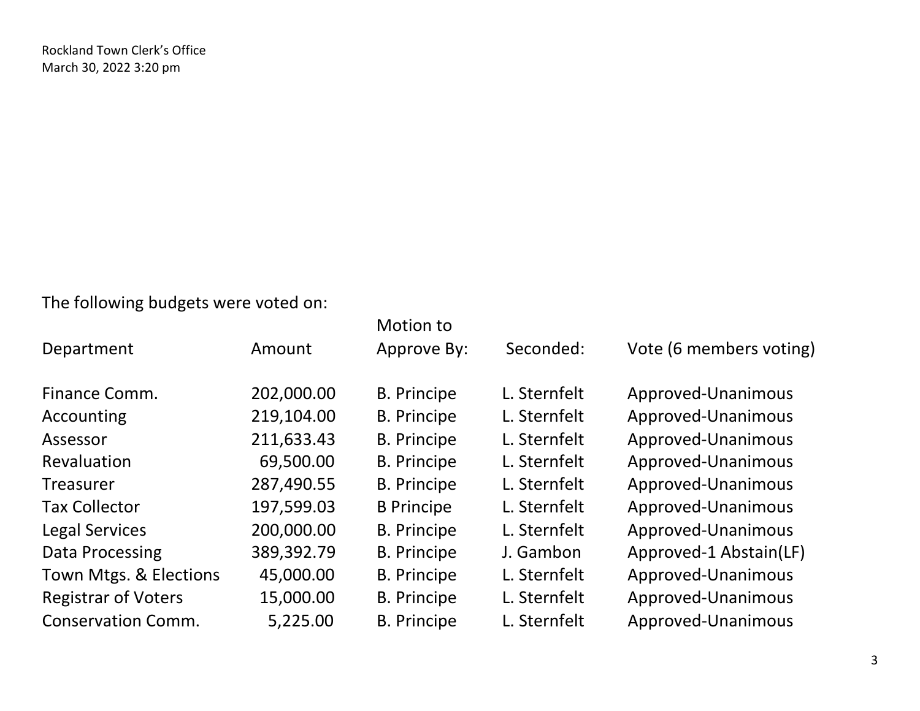Rockland Town Clerk's Office
March 30, 2022 3:20 pm

The following budgets were voted on:

| Department | Amount | Motion to Approve By: | Seconded: | Vote (6 members voting) |
|---|---|---|---|---|
| Finance Comm. | 202,000.00 | B. Principe | L. Sternfelt | Approved-Unanimous |
| Accounting | 219,104.00 | B. Principe | L. Sternfelt | Approved-Unanimous |
| Assessor | 211,633.43 | B. Principe | L. Sternfelt | Approved-Unanimous |
| Revaluation | 69,500.00 | B. Principe | L. Sternfelt | Approved-Unanimous |
| Treasurer | 287,490.55 | B. Principe | L. Sternfelt | Approved-Unanimous |
| Tax Collector | 197,599.03 | B Principe | L. Sternfelt | Approved-Unanimous |
| Legal Services | 200,000.00 | B. Principe | L. Sternfelt | Approved-Unanimous |
| Data Processing | 389,392.79 | B. Principe | J. Gambon | Approved-1 Abstain(LF) |
| Town Mtgs. & Elections | 45,000.00 | B. Principe | L. Sternfelt | Approved-Unanimous |
| Registrar of Voters | 15,000.00 | B. Principe | L. Sternfelt | Approved-Unanimous |
| Conservation Comm. | 5,225.00 | B. Principe | L. Sternfelt | Approved-Unanimous |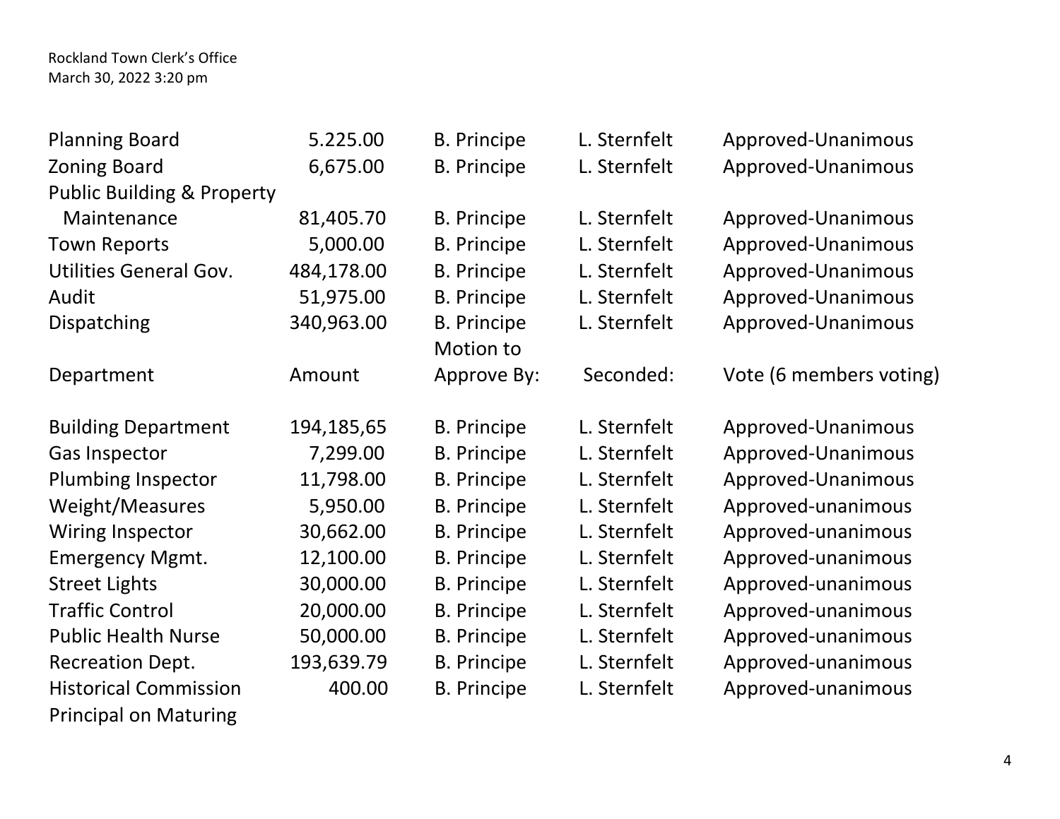Rockland Town Clerk's Office
March 30, 2022 3:20 pm

| Planning Board | 5.225.00 | B. Principe | L. Sternfelt | Approved-Unanimous |
|---|---|---|---|---|
| Zoning Board | 6,675.00 | B. Principe | L. Sternfelt | Approved-Unanimous |
| Public Building & Property Maintenance | 81,405.70 | B. Principe | L. Sternfelt | Approved-Unanimous |
| Town Reports | 5,000.00 | B. Principe | L. Sternfelt | Approved-Unanimous |
| Utilities General Gov. | 484,178.00 | B. Principe | L. Sternfelt | Approved-Unanimous |
| Audit | 51,975.00 | B. Principe | L. Sternfelt | Approved-Unanimous |
| Dispatching | 340,963.00 | B. Principe | L. Sternfelt | Approved-Unanimous |

| Department | Amount | Motion to Approve By: | Seconded: | Vote (6 members voting) |
|---|---|---|---|---|
| Building Department | 194,185,65 | B. Principe | L. Sternfelt | Approved-Unanimous |
| Gas Inspector | 7,299.00 | B. Principe | L. Sternfelt | Approved-Unanimous |
| Plumbing Inspector | 11,798.00 | B. Principe | L. Sternfelt | Approved-Unanimous |
| Weight/Measures | 5,950.00 | B. Principe | L. Sternfelt | Approved-unanimous |
| Wiring Inspector | 30,662.00 | B. Principe | L. Sternfelt | Approved-unanimous |
| Emergency Mgmt. | 12,100.00 | B. Principe | L. Sternfelt | Approved-unanimous |
| Street Lights | 30,000.00 | B. Principe | L. Sternfelt | Approved-unanimous |
| Traffic Control | 20,000.00 | B. Principe | L. Sternfelt | Approved-unanimous |
| Public Health Nurse | 50,000.00 | B. Principe | L. Sternfelt | Approved-unanimous |
| Recreation Dept. | 193,639.79 | B. Principe | L. Sternfelt | Approved-unanimous |
| Historical Commission | 400.00 | B. Principe | L. Sternfelt | Approved-unanimous |
| Principal on Maturing | | | | |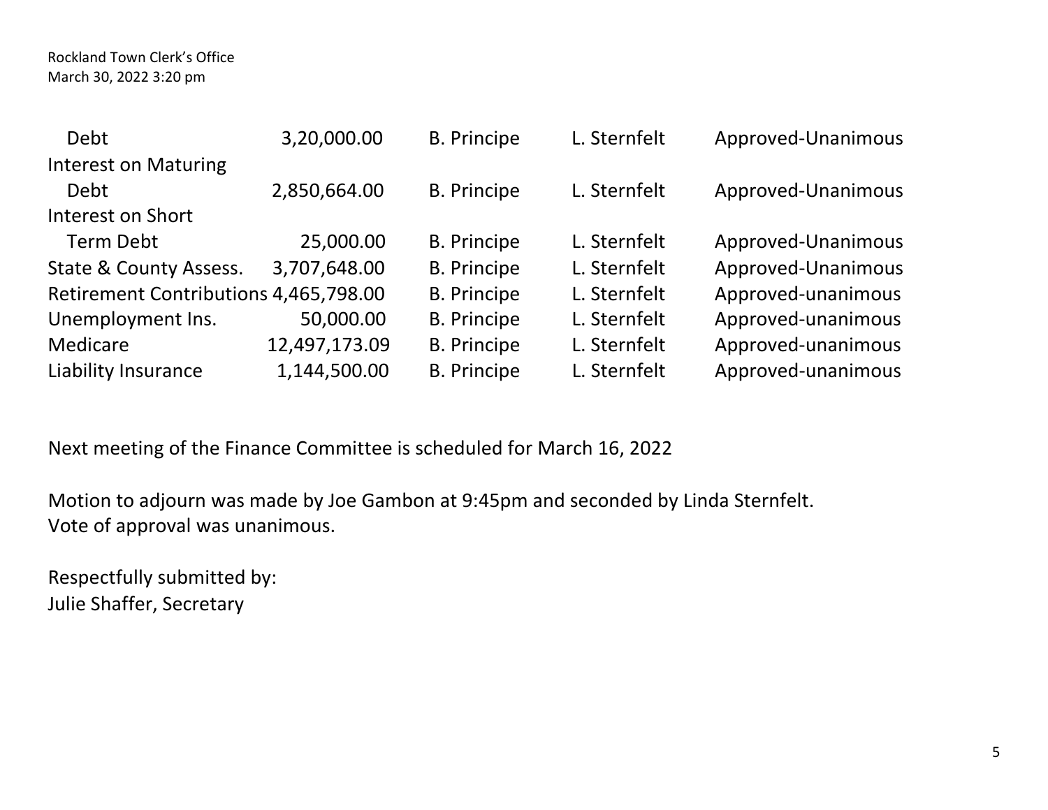| | | | | |
|---|---|---|---|---|
| Debt | 3,20,000.00 | B. Principe | L. Sternfelt | Approved-Unanimous |
| Interest on Maturing Debt | 2,850,664.00 | B. Principe | L. Sternfelt | Approved-Unanimous |
| Interest on Short Term Debt | 25,000.00 | B. Principe | L. Sternfelt | Approved-Unanimous |
| State & County Assess. | 3,707,648.00 | B. Principe | L. Sternfelt | Approved-Unanimous |
| Retirement Contributions | 4,465,798.00 | B. Principe | L. Sternfelt | Approved-unanimous |
| Unemployment Ins. | 50,000.00 | B. Principe | L. Sternfelt | Approved-unanimous |
| Medicare | 12,497,173.09 | B. Principe | L. Sternfelt | Approved-unanimous |
| Liability Insurance | 1,144,500.00 | B. Principe | L. Sternfelt | Approved-unanimous |

Next meeting of the Finance Committee is scheduled for March 16, 2022

Motion to adjourn was made by Joe Gambon at 9:45pm and seconded by Linda Sternfelt.
Vote of approval was unanimous.

Respectfully submitted by:
Julie Shaffer, Secretary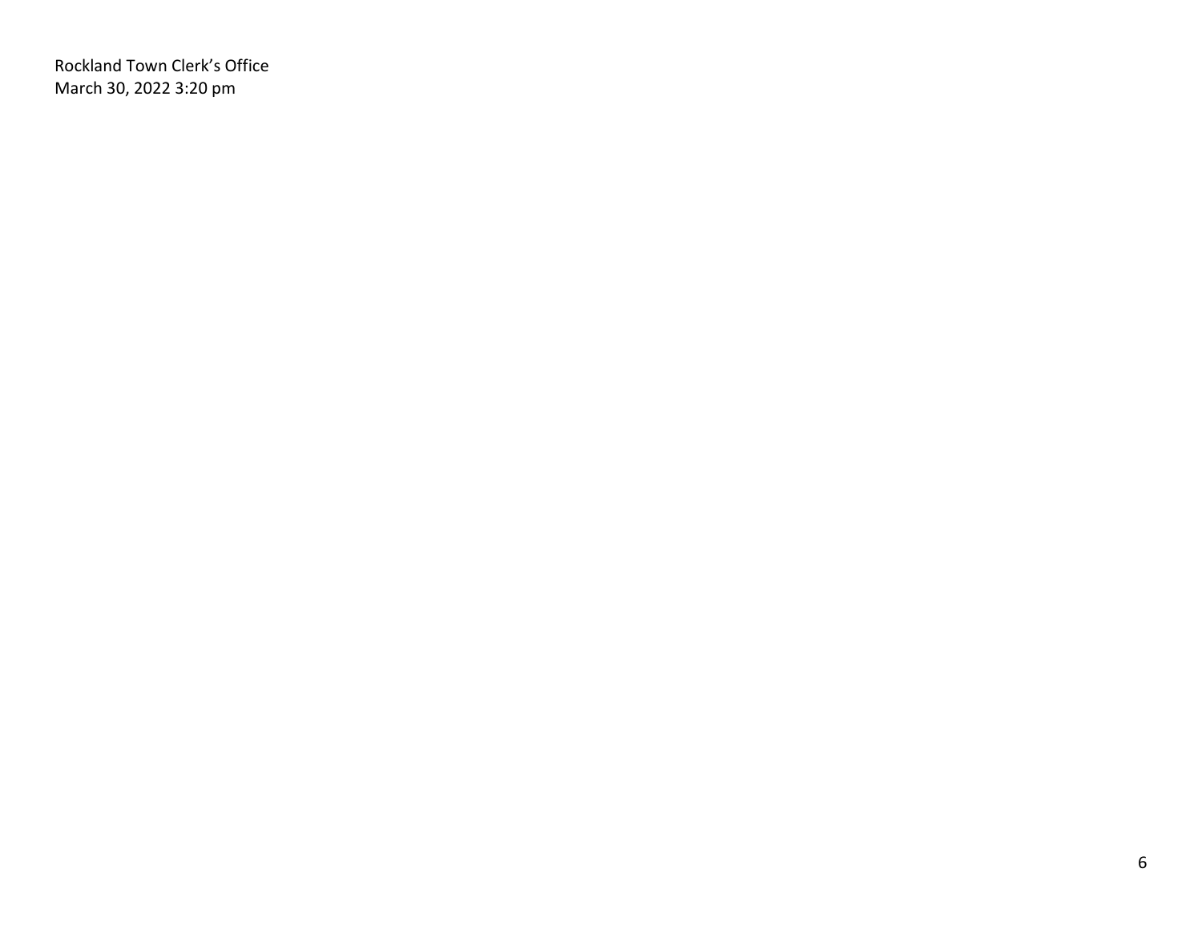Rockland Town Clerk's Office
March 30, 2022 3:20 pm